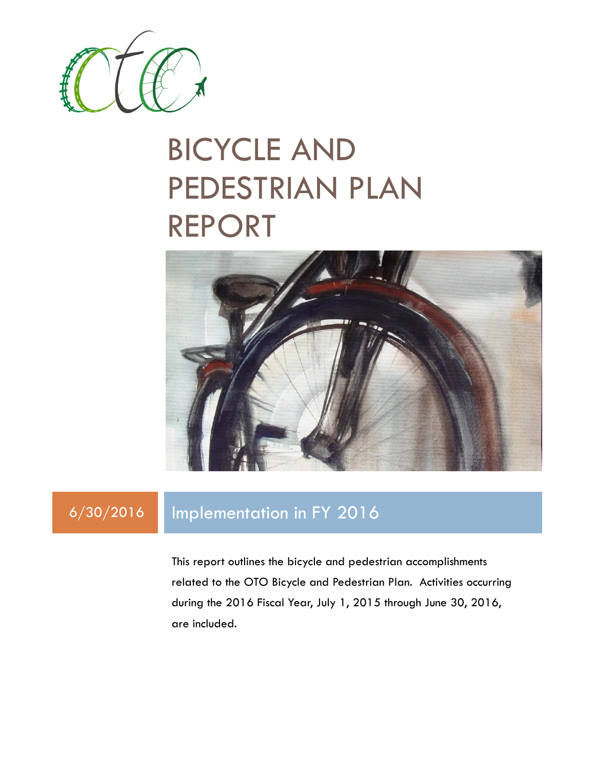# BICYCLE AND PEDESTRIAN PLAN REPORT

6/30/2016

## Implementation in FY 2016

This report outlines the bicycle and pedestrian accomplishments related to the OTO Bicycle and Pedestrian Plan. Activities occurring during the 2016 Fiscal Year, July 1, 2015 through June 30, 2016, are included.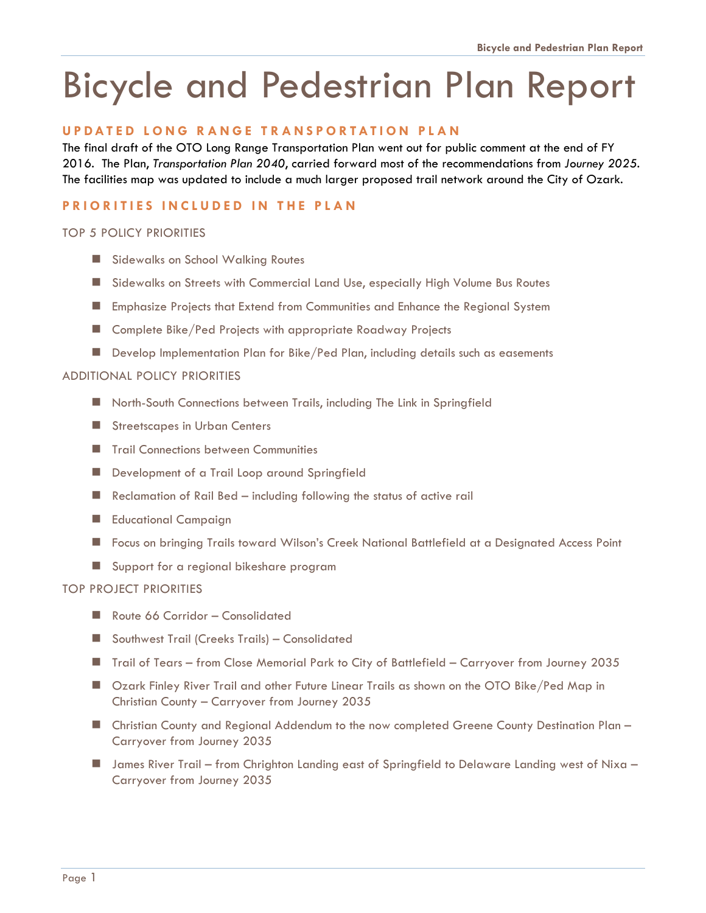# Bicycle and Pedestrian Plan Report

## UPDATED LONG RANGE TRANSPORTATION PLAN

The final draft of the OTO Long Range Transportation Plan went out for public comment at the end of FY 2016. The Plan, *Transportation Plan 2040*, carried forward most of the recommendations from *Journey 2025*. The facilities map was updated to include a much larger proposed trail network around the City of Ozark.

## PRIORITIES INCLUDED IN THE PLAN

### TOP 5 POLICY PRIORITIES

- Sidewalks on School Walking Routes
- Sidewalks on Streets with Commercial Land Use, especially High Volume Bus Routes
- Emphasize Projects that Extend from Communities and Enhance the Regional System
- Complete Bike/Ped Projects with appropriate Roadway Projects
- Develop Implementation Plan for Bike/Ped Plan, including details such as easements

### ADDITIONAL POLICY PRIORITIES

- North-South Connections between Trails, including The Link in Springfield
- Streetscapes in Urban Centers
- Trail Connections between Communities
- Development of a Trail Loop around Springfield
- Reclamation of Rail Bed – including following the status of active rail
- Educational Campaign
- Focus on bringing Trails toward Wilson's Creek National Battlefield at a Designated Access Point
- Support for a regional bikeshare program

### TOP PROJECT PRIORITIES

- Route 66 Corridor – Consolidated
- Southwest Trail (Creeks Trails) – Consolidated
- Trail of Tears – from Close Memorial Park to City of Battlefield – Carryover from Journey 2035
- Ozark Finley River Trail and other Future Linear Trails as shown on the OTO Bike/Ped Map in Christian County – Carryover from Journey 2035
- Christian County and Regional Addendum to the now completed Greene County Destination Plan – Carryover from Journey 2035
- James River Trail – from Chrighton Landing east of Springfield to Delaware Landing west of Nixa – Carryover from Journey 2035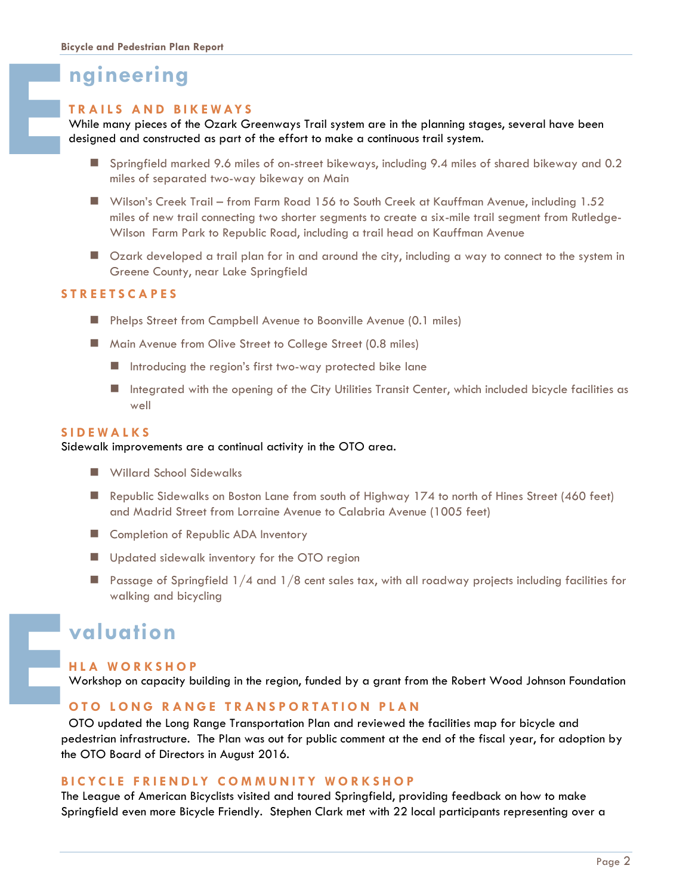# Engineering

## TRAILS AND BIKEWAYS

While many pieces of the Ozark Greenways Trail system are in the planning stages, several have been designed and constructed as part of the effort to make a continuous trail system.

- Springfield marked 9.6 miles of on-street bikeways, including 9.4 miles of shared bikeway and 0.2 miles of separated two-way bikeway on Main
- Wilson's Creek Trail – from Farm Road 156 to South Creek at Kauffman Avenue, including 1.52 miles of new trail connecting two shorter segments to create a six-mile trail segment from Rutledge-Wilson Farm Park to Republic Road, including a trail head on Kauffman Avenue
- Ozark developed a trail plan for in and around the city, including a way to connect to the system in Greene County, near Lake Springfield

## STREETSCAPES

- Phelps Street from Campbell Avenue to Boonville Avenue (0.1 miles)
- Main Avenue from Olive Street to College Street (0.8 miles)
  - Introducing the region's first two-way protected bike lane
  - Integrated with the opening of the City Utilities Transit Center, which included bicycle facilities as well

## SIDEWALKS

Sidewalk improvements are a continual activity in the OTO area.

- Willard School Sidewalks
- Republic Sidewalks on Boston Lane from south of Highway 174 to north of Hines Street (460 feet) and Madrid Street from Lorraine Avenue to Calabria Avenue (1005 feet)
- Completion of Republic ADA Inventory
- Updated sidewalk inventory for the OTO region
- Passage of Springfield 1/4 and 1/8 cent sales tax, with all roadway projects including facilities for walking and bicycling

# Evaluation

## HLA WORKSHOP

Workshop on capacity building in the region, funded by a grant from the Robert Wood Johnson Foundation

## OTO LONG RANGE TRANSPORTATION PLAN

OTO updated the Long Range Transportation Plan and reviewed the facilities map for bicycle and pedestrian infrastructure. The Plan was out for public comment at the end of the fiscal year, for adoption by the OTO Board of Directors in August 2016.

## BICYCLE FRIENDLY COMMUNITY WORKSHOP

The League of American Bicyclists visited and toured Springfield, providing feedback on how to make Springfield even more Bicycle Friendly. Stephen Clark met with 22 local participants representing over a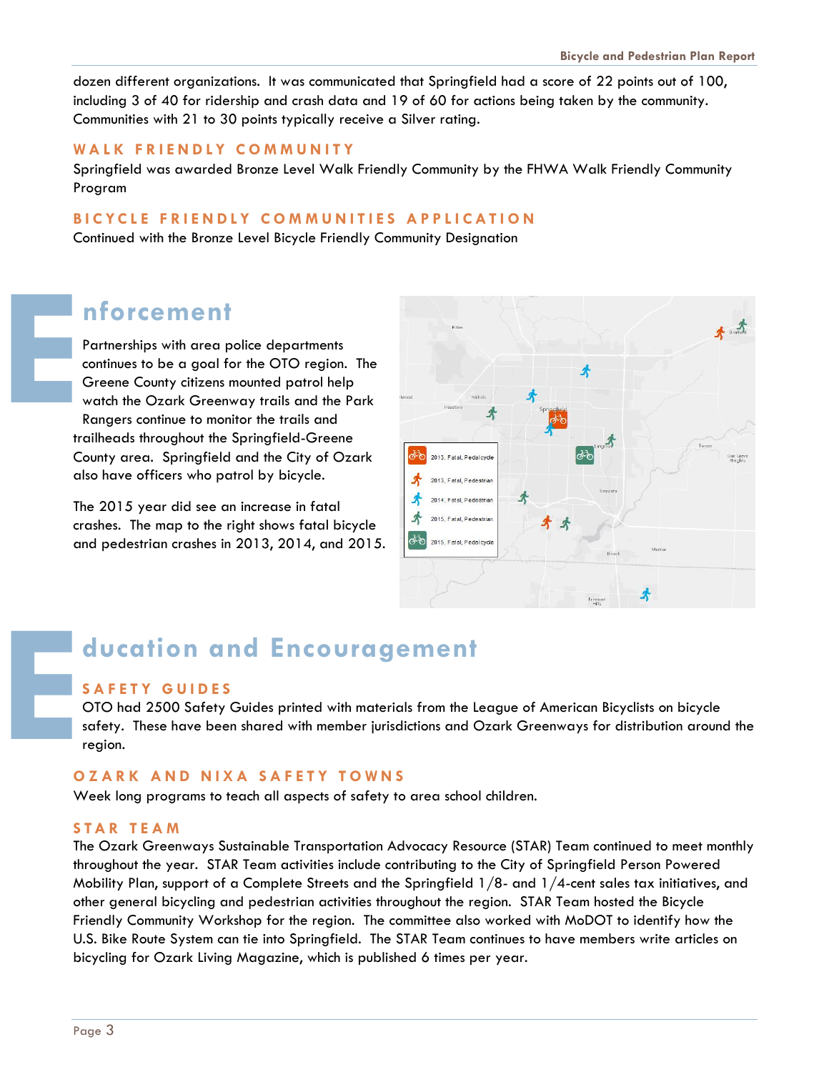dozen different organizations. It was communicated that Springfield had a score of 22 points out of 100, including 3 of 40 for ridership and crash data and 19 of 60 for actions being taken by the community. Communities with 21 to 30 points typically receive a Silver rating.

### WALK FRIENDLY COMMUNITY

Springfield was awarded Bronze Level Walk Friendly Community by the FHWA Walk Friendly Community Program

### BICYCLE FRIENDLY COMMUNITIES APPLICATION

Continued with the Bronze Level Bicycle Friendly Community Designation

## Enforcement

Partnerships with area police departments continues to be a goal for the OTO region. The Greene County citizens mounted patrol help watch the Ozark Greenway trails and the Park Rangers continue to monitor the trails and trailheads throughout the Springfield-Greene County area. Springfield and the City of Ozark also have officers who patrol by bicycle.

The 2015 year did see an increase in fatal crashes. The map to the right shows fatal bicycle and pedestrian crashes in 2013, 2014, and 2015.

## Education and Encouragement

### SAFETY GUIDES

OTO had 2500 Safety Guides printed with materials from the League of American Bicyclists on bicycle safety. These have been shared with member jurisdictions and Ozark Greenways for distribution around the region.

### OZARK AND NIXA SAFETY TOWNS

Week long programs to teach all aspects of safety to area school children.

### STAR TEAM

The Ozark Greenways Sustainable Transportation Advocacy Resource (STAR) Team continued to meet monthly throughout the year. STAR Team activities include contributing to the City of Springfield Person Powered Mobility Plan, support of a Complete Streets and the Springfield 1/8- and 1/4-cent sales tax initiatives, and other general bicycling and pedestrian activities throughout the region. STAR Team hosted the Bicycle Friendly Community Workshop for the region. The committee also worked with MoDOT to identify how the U.S. Bike Route System can tie into Springfield. The STAR Team continues to have members write articles on bicycling for Ozark Living Magazine, which is published 6 times per year.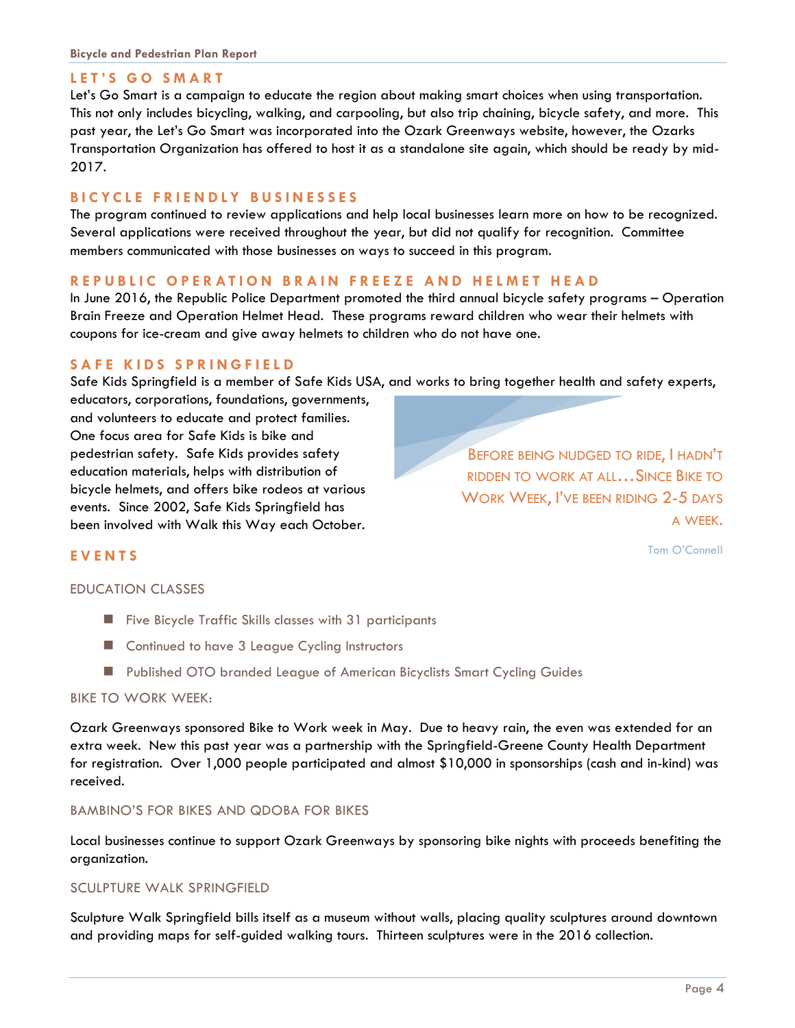## LET'S GO SMART

Let's Go Smart is a campaign to educate the region about making smart choices when using transportation. This not only includes bicycling, walking, and carpooling, but also trip chaining, bicycle safety, and more. This past year, the Let's Go Smart was incorporated into the Ozark Greenways website, however, the Ozarks Transportation Organization has offered to host it as a standalone site again, which should be ready by mid-2017.

## BICYCLE FRIENDLY BUSINESSES

The program continued to review applications and help local businesses learn more on how to be recognized. Several applications were received throughout the year, but did not qualify for recognition. Committee members communicated with those businesses on ways to succeed in this program.

## REPUBLIC OPERATION BRAIN FREEZE AND HELMET HEAD

In June 2016, the Republic Police Department promoted the third annual bicycle safety programs – Operation Brain Freeze and Operation Helmet Head. These programs reward children who wear their helmets with coupons for ice-cream and give away helmets to children who do not have one.

## SAFE KIDS SPRINGFIELD

Safe Kids Springfield is a member of Safe Kids USA, and works to bring together health and safety experts, educators, corporations, foundations, governments, and volunteers to educate and protect families. One focus area for Safe Kids is bike and pedestrian safety. Safe Kids provides safety education materials, helps with distribution of bicycle helmets, and offers bike rodeos at various events. Since 2002, Safe Kids Springfield has been involved with Walk this Way each October.

> BEFORE BEING NUDGED TO RIDE, I HADN'T RIDDEN TO WORK AT ALL…SINCE BIKE TO WORK WEEK, I'VE BEEN RIDING 2-5 DAYS A WEEK.
>
> Tom O'Connell

## EVENTS

### EDUCATION CLASSES

- Five Bicycle Traffic Skills classes with 31 participants
- Continued to have 3 League Cycling Instructors
- Published OTO branded League of American Bicyclists Smart Cycling Guides

### BIKE TO WORK WEEK:

Ozark Greenways sponsored Bike to Work week in May. Due to heavy rain, the even was extended for an extra week. New this past year was a partnership with the Springfield-Greene County Health Department for registration. Over 1,000 people participated and almost $10,000 in sponsorships (cash and in-kind) was received.

### BAMBINO'S FOR BIKES AND QDOBA FOR BIKES

Local businesses continue to support Ozark Greenways by sponsoring bike nights with proceeds benefiting the organization.

### SCULPTURE WALK SPRINGFIELD

Sculpture Walk Springfield bills itself as a museum without walls, placing quality sculptures around downtown and providing maps for self-guided walking tours. Thirteen sculptures were in the 2016 collection.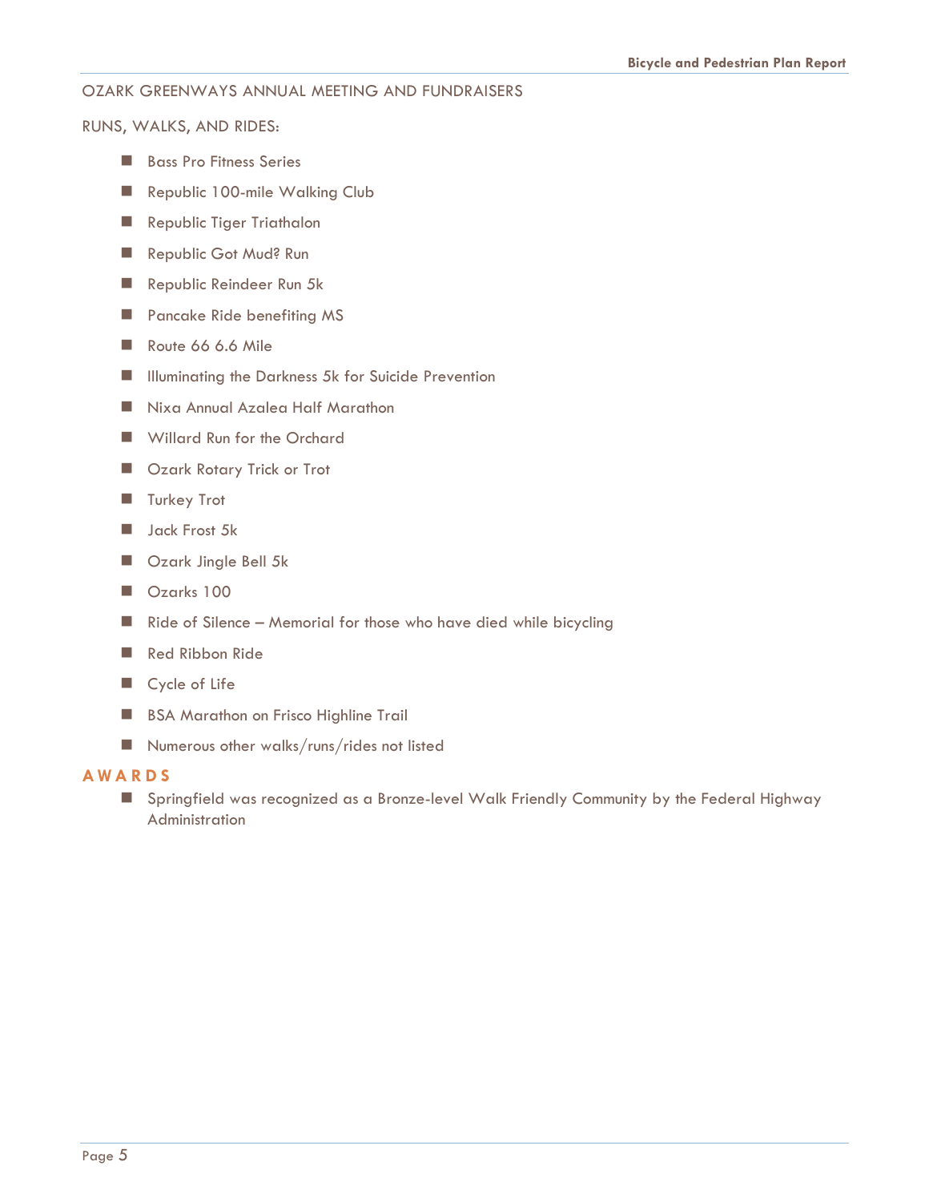OZARK GREENWAYS ANNUAL MEETING AND FUNDRAISERS

RUNS, WALKS, AND RIDES:

- Bass Pro Fitness Series
- Republic 100-mile Walking Club
- Republic Tiger Triathalon
- Republic Got Mud? Run
- Republic Reindeer Run 5k
- Pancake Ride benefiting MS
- Route 66 6.6 Mile
- Illuminating the Darkness 5k for Suicide Prevention
- Nixa Annual Azalea Half Marathon
- Willard Run for the Orchard
- Ozark Rotary Trick or Trot
- Turkey Trot
- Jack Frost 5k
- Ozark Jingle Bell 5k
- Ozarks 100
- Ride of Silence – Memorial for those who have died while bicycling
- Red Ribbon Ride
- Cycle of Life
- BSA Marathon on Frisco Highline Trail
- Numerous other walks/runs/rides not listed

## AWARDS

- Springfield was recognized as a Bronze-level Walk Friendly Community by the Federal Highway Administration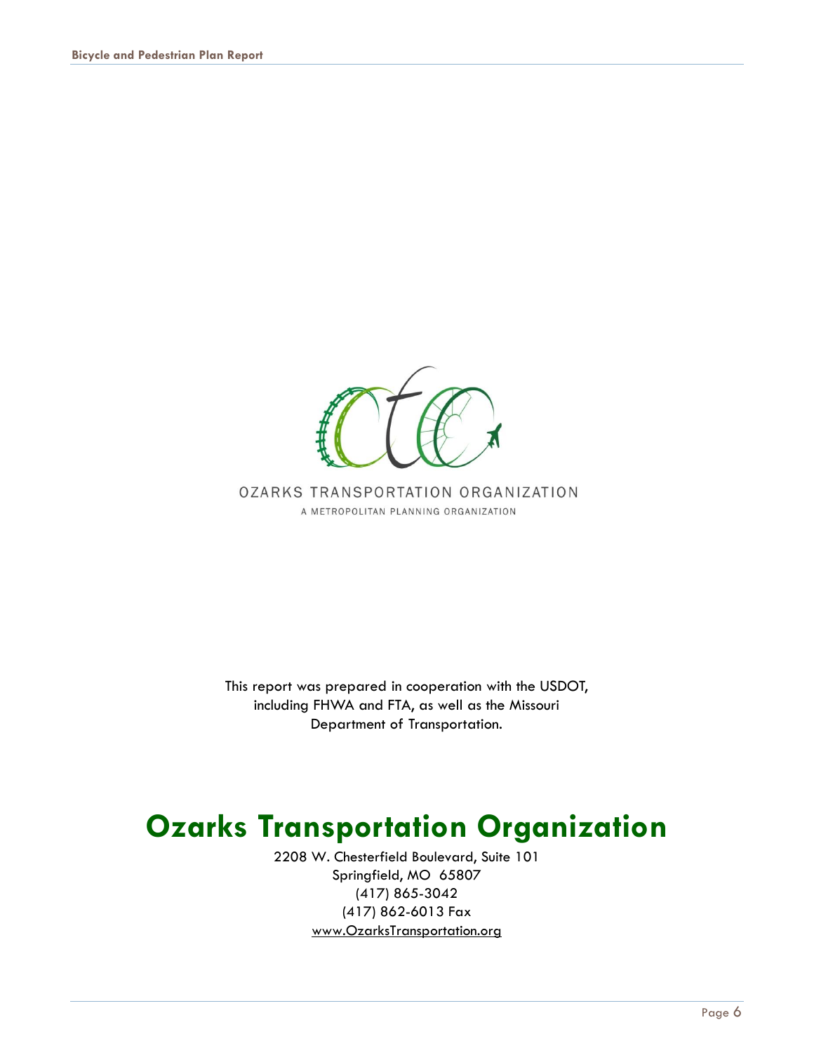OZARKS TRANSPORTATION ORGANIZATION

A METROPOLITAN PLANNING ORGANIZATION

This report was prepared in cooperation with the USDOT, including FHWA and FTA, as well as the Missouri Department of Transportation.

# Ozarks Transportation Organization

2208 W. Chesterfield Boulevard, Suite 101
Springfield, MO 65807
(417) 865-3042
(417) 862-6013 Fax
www.OzarksTransportation.org